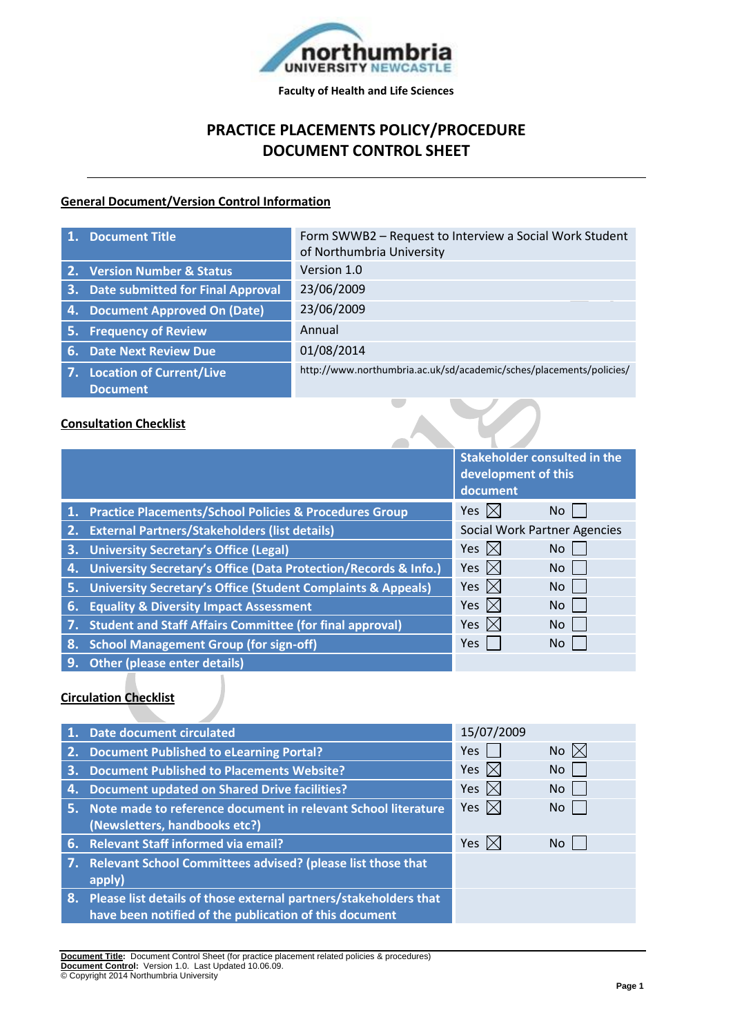Faculty of Health and Life Sciences

# PRACTICE PLACEMENTS POLICY/PROCEDURE DOCUMENT CONTROL SHEET

## General Document/Version Control Information

| | |
|---|---|
| 1. Document Title | Form SWWB2 – Request to Interview a Social Work Student of Northumbria University |
| 2. Version Number & Status | Version 1.0 |
| 3. Date submitted for Final Approval | 23/06/2009 |
| 4. Document Approved On (Date) | 23/06/2009 |
| 5. Frequency of Review | Annual |
| 6. Date Next Review Due | 01/08/2014 |
| 7. Location of Current/Live Document | http://www.northumbria.ac.uk/sd/academic/sches/placements/policies/ |

## Consultation Checklist

| | Stakeholder consulted in the development of this document |
|---|---|
| 1. Practice Placements/School Policies & Procedures Group | Yes ☒ No ☐ |
| 2. External Partners/Stakeholders (list details) | Social Work Partner Agencies |
| 3. University Secretary's Office (Legal) | Yes ☒ No ☐ |
| 4. University Secretary's Office (Data Protection/Records & Info.) | Yes ☒ No ☐ |
| 5. University Secretary's Office (Student Complaints & Appeals) | Yes ☒ No ☐ |
| 6. Equality & Diversity Impact Assessment | Yes ☒ No ☐ |
| 7. Student and Staff Affairs Committee (for final approval) | Yes ☒ No ☐ |
| 8. School Management Group (for sign-off) | Yes ☐ No ☐ |
| 9. Other (please enter details) | |

## Circulation Checklist

| | |
|---|---|
| 1. Date document circulated | 15/07/2009 |
| 2. Document Published to eLearning Portal? | Yes ☐ No ☒ |
| 3. Document Published to Placements Website? | Yes ☒ No ☐ |
| 4. Document updated on Shared Drive facilities? | Yes ☒ No ☐ |
| 5. Note made to reference document in relevant School literature (Newsletters, handbooks etc?) | Yes ☒ No ☐ |
| 6. Relevant Staff informed via email? | Yes ☒ No ☐ |
| 7. Relevant School Committees advised? (please list those that apply) | |
| 8. Please list details of those external partners/stakeholders that have been notified of the publication of this document | |

**Document Title**: Document Control Sheet (for practice placement related policies & procedures)
**Document Control**: Version 1.0. Last Updated 10.06.09.
© Copyright 2014 Northumbria University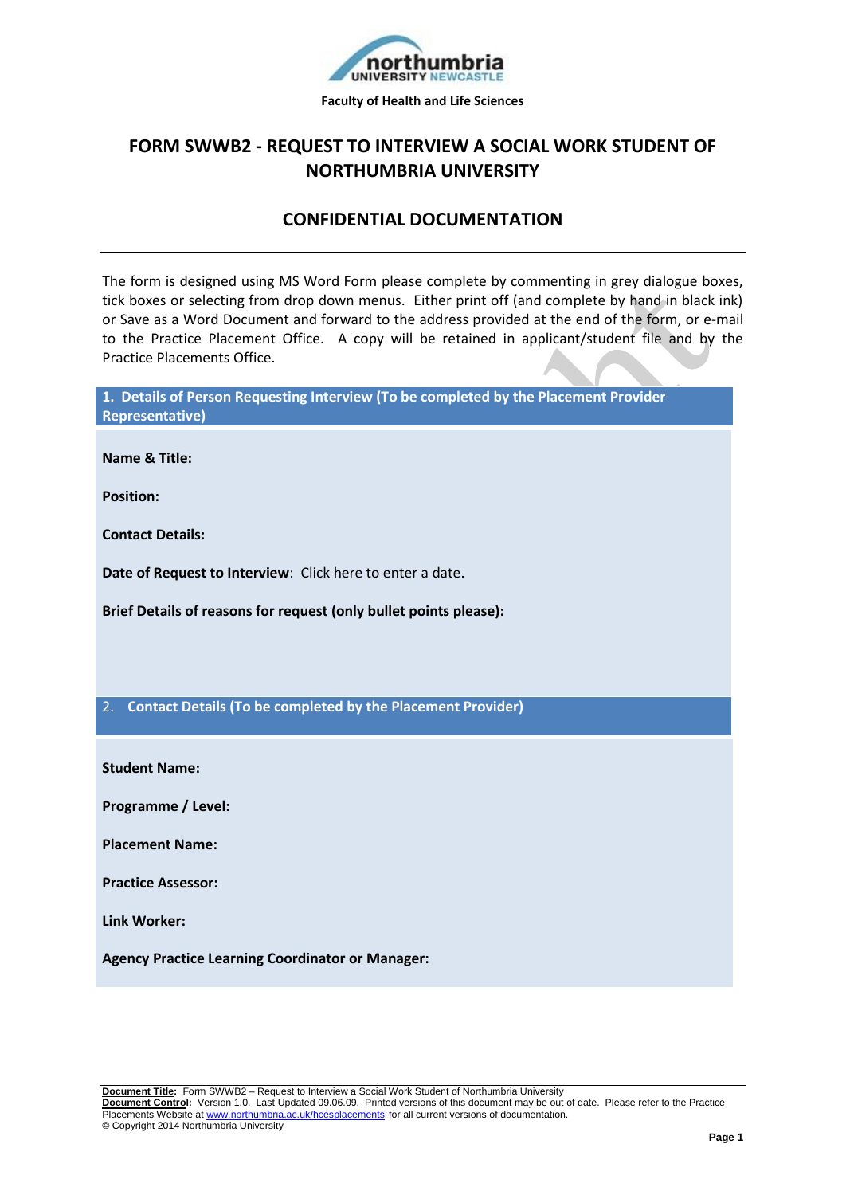Faculty of Health and Life Sciences

# FORM SWWB2 - REQUEST TO INTERVIEW A SOCIAL WORK STUDENT OF NORTHUMBRIA UNIVERSITY

## CONFIDENTIAL DOCUMENTATION

---

The form is designed using MS Word Form please complete by commenting in grey dialogue boxes, tick boxes or selecting from drop down menus. Either print off (and complete by hand in black ink) or Save as a Word Document and forward to the address provided at the end of the form, or e-mail to the Practice Placement Office. A copy will be retained in applicant/student file and by the Practice Placements Office.

### 1. Details of Person Requesting Interview (To be completed by the Placement Provider Representative)

**Name & Title:**

**Position:**

**Contact Details:**

**Date of Request to Interview**: Click here to enter a date.

**Brief Details of reasons for request (only bullet points please):**

### 2. Contact Details (To be completed by the Placement Provider)

**Student Name:**

**Programme / Level:**

**Placement Name:**

**Practice Assessor:**

**Link Worker:**

**Agency Practice Learning Coordinator or Manager:**

**Document Title:** Form SWWB2 – Request to Interview a Social Work Student of Northumbria University
**Document Control:** Version 1.0. Last Updated 09.06.09. Printed versions of this document may be out of date. Please refer to the Practice Placements Website at www.northumbria.ac.uk/hcesplacements for all current versions of documentation.
© Copyright 2014 Northumbria University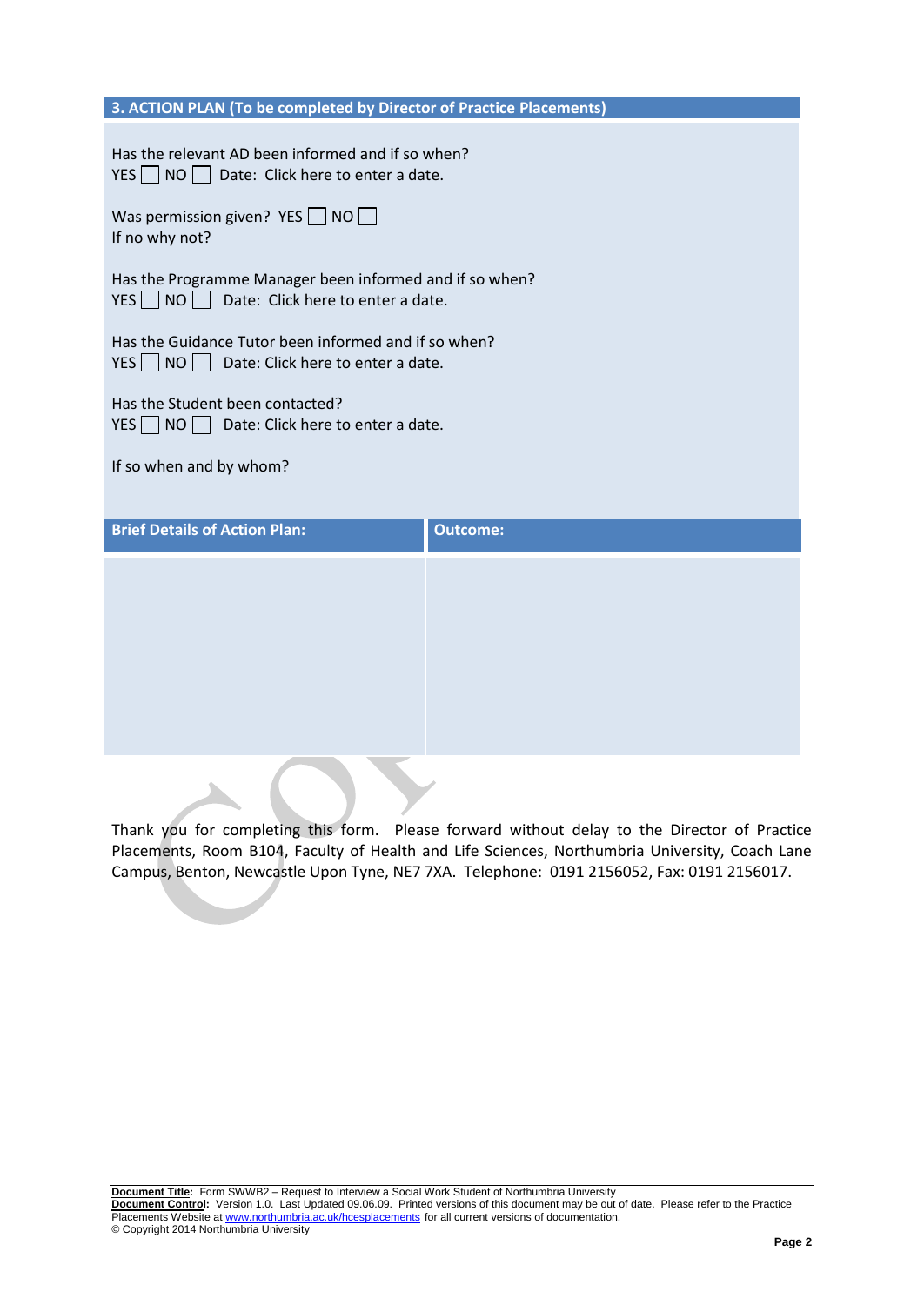## 3. ACTION PLAN (To be completed by Director of Practice Placements)

Has the relevant AD been informed and if so when?
YES ☐ NO ☐ Date: Click here to enter a date.

Was permission given? YES ☐ NO ☐
If no why not?

Has the Programme Manager been informed and if so when?
YES ☐ NO ☐ Date: Click here to enter a date.

Has the Guidance Tutor been informed and if so when?
YES ☐ NO ☐ Date: Click here to enter a date.

Has the Student been contacted?
YES ☐ NO ☐ Date: Click here to enter a date.

If so when and by whom?

| Brief Details of Action Plan: | Outcome: |
|---|---|
| | |

Thank you for completing this form. Please forward without delay to the Director of Practice Placements, Room B104, Faculty of Health and Life Sciences, Northumbria University, Coach Lane Campus, Benton, Newcastle Upon Tyne, NE7 7XA. Telephone: 0191 2156052, Fax: 0191 2156017.

**Document Title:** Form SWWB2 – Request to Interview a Social Work Student of Northumbria University
**Document Control:** Version 1.0. Last Updated 09.06.09. Printed versions of this document may be out of date. Please refer to the Practice Placements Website at www.northumbria.ac.uk/hcesplacements for all current versions of documentation.
© Copyright 2014 Northumbria University